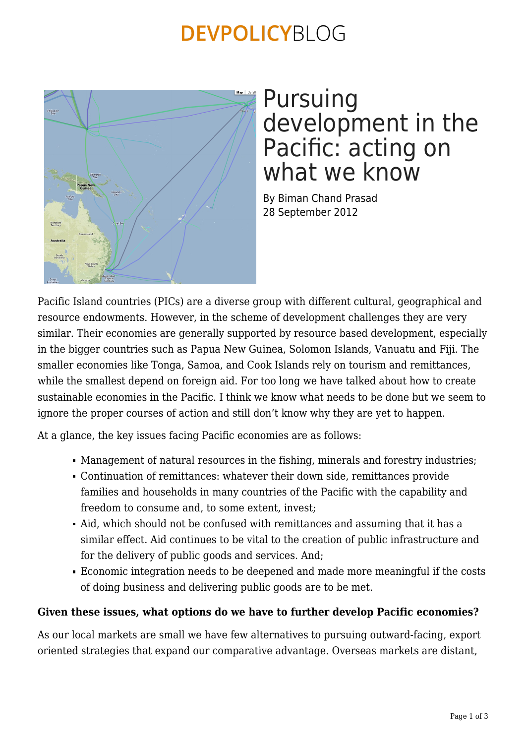# Pursuing development in the Pacific: acting on what we know

By Biman Chand Prasad
28 September 2012

Pacific Island countries (PICs) are a diverse group with different cultural, geographical and resource endowments. However, in the scheme of development challenges they are very similar. Their economies are generally supported by resource based development, especially in the bigger countries such as Papua New Guinea, Solomon Islands, Vanuatu and Fiji. The smaller economies like Tonga, Samoa, and Cook Islands rely on tourism and remittances, while the smallest depend on foreign aid. For too long we have talked about how to create sustainable economies in the Pacific. I think we know what needs to be done but we seem to ignore the proper courses of action and still don't know why they are yet to happen.

At a glance, the key issues facing Pacific economies are as follows:

- Management of natural resources in the fishing, minerals and forestry industries;
- Continuation of remittances: whatever their down side, remittances provide families and households in many countries of the Pacific with the capability and freedom to consume and, to some extent, invest;
- Aid, which should not be confused with remittances and assuming that it has a similar effect. Aid continues to be vital to the creation of public infrastructure and for the delivery of public goods and services. And;
- Economic integration needs to be deepened and made more meaningful if the costs of doing business and delivering public goods are to be met.

**Given these issues, what options do we have to further develop Pacific economies?**

As our local markets are small we have few alternatives to pursuing outward-facing, export oriented strategies that expand our comparative advantage. Overseas markets are distant,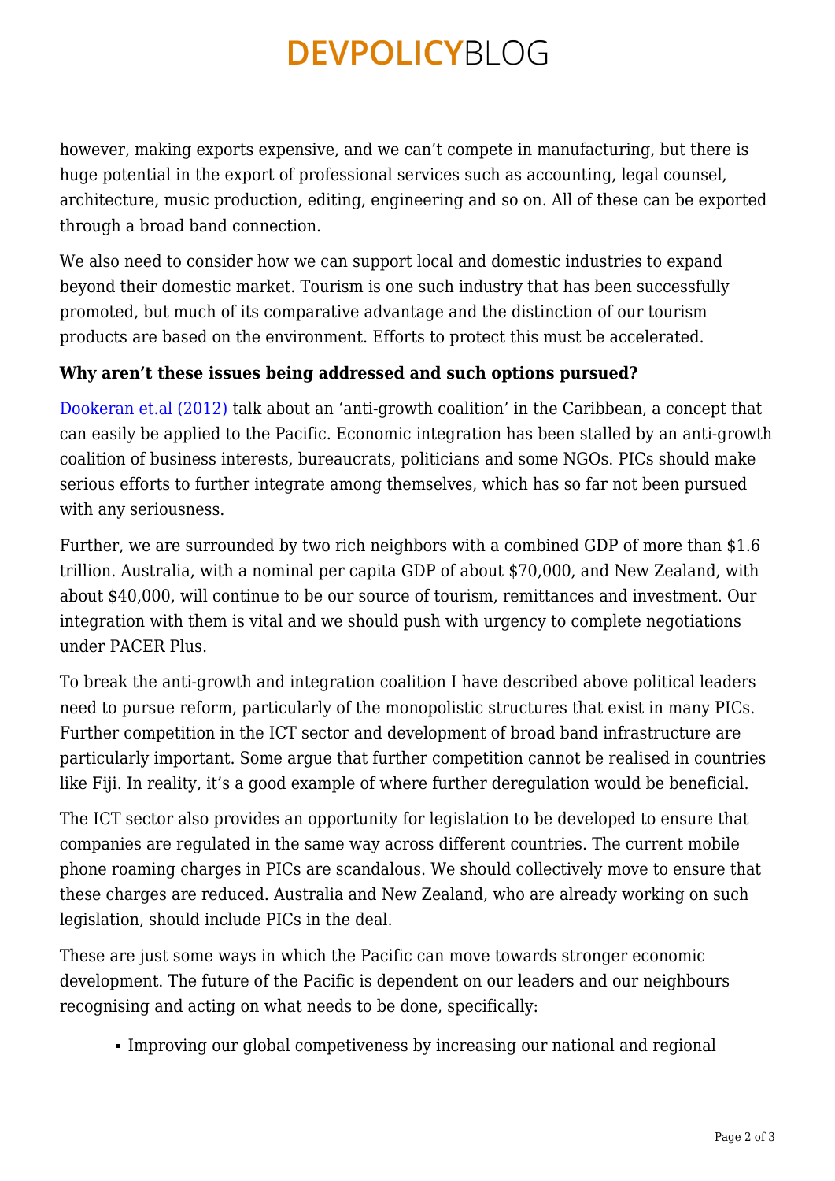however, making exports expensive, and we can't compete in manufacturing, but there is huge potential in the export of professional services such as accounting, legal counsel, architecture, music production, editing, engineering and so on. All of these can be exported through a broad band connection.

We also need to consider how we can support local and domestic industries to expand beyond their domestic market. Tourism is one such industry that has been successfully promoted, but much of its comparative advantage and the distinction of our tourism products are based on the environment. Efforts to protect this must be accelerated.

**Why aren't these issues being addressed and such options pursued?**

[Dookeran et.al (2012)](#) talk about an 'anti-growth coalition' in the Caribbean, a concept that can easily be applied to the Pacific. Economic integration has been stalled by an anti-growth coalition of business interests, bureaucrats, politicians and some NGOs. PICs should make serious efforts to further integrate among themselves, which has so far not been pursued with any seriousness.

Further, we are surrounded by two rich neighbors with a combined GDP of more than $1.6 trillion. Australia, with a nominal per capita GDP of about $70,000, and New Zealand, with about $40,000, will continue to be our source of tourism, remittances and investment. Our integration with them is vital and we should push with urgency to complete negotiations under PACER Plus.

To break the anti-growth and integration coalition I have described above political leaders need to pursue reform, particularly of the monopolistic structures that exist in many PICs. Further competition in the ICT sector and development of broad band infrastructure are particularly important. Some argue that further competition cannot be realised in countries like Fiji. In reality, it's a good example of where further deregulation would be beneficial.

The ICT sector also provides an opportunity for legislation to be developed to ensure that companies are regulated in the same way across different countries. The current mobile phone roaming charges in PICs are scandalous. We should collectively move to ensure that these charges are reduced. Australia and New Zealand, who are already working on such legislation, should include PICs in the deal.

These are just some ways in which the Pacific can move towards stronger economic development. The future of the Pacific is dependent on our leaders and our neighbours recognising and acting on what needs to be done, specifically:

- Improving our global competiveness by increasing our national and regional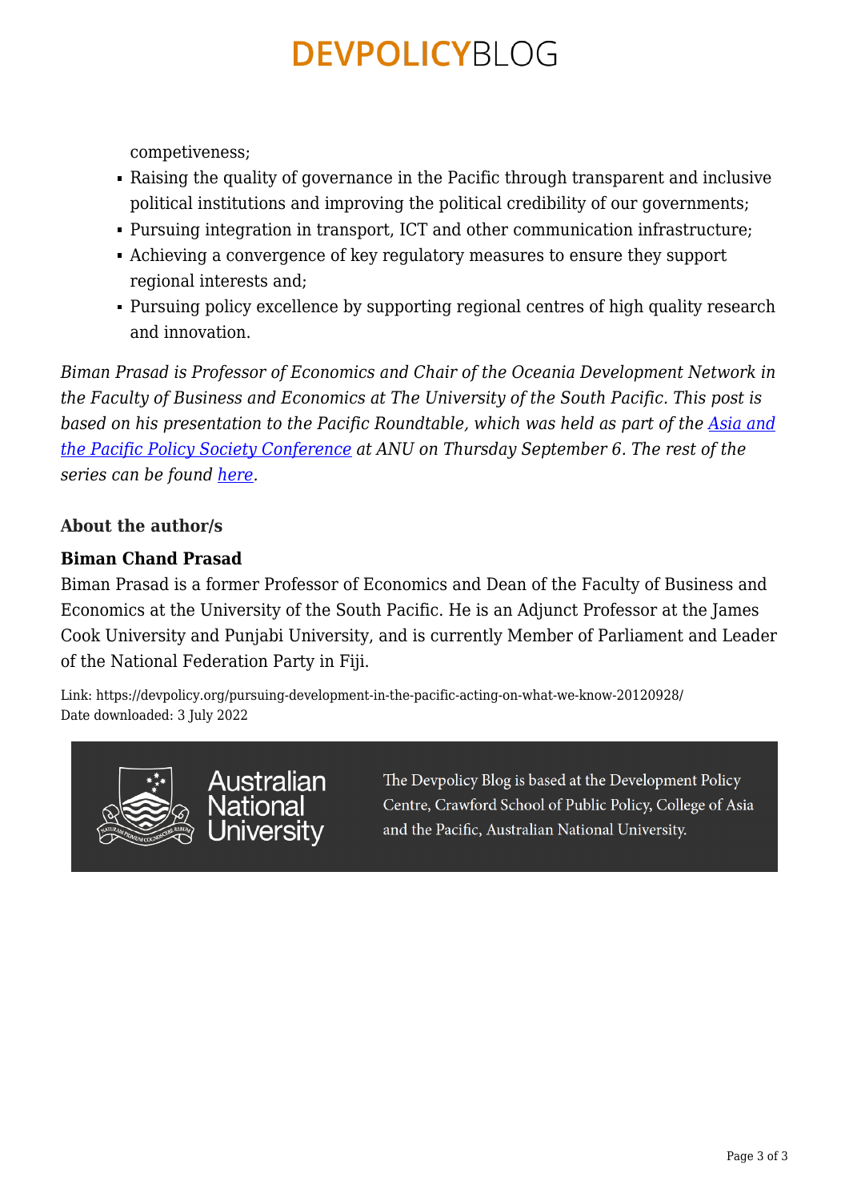competiveness;

- Raising the quality of governance in the Pacific through transparent and inclusive political institutions and improving the political credibility of our governments;
- Pursuing integration in transport, ICT and other communication infrastructure;
- Achieving a convergence of key regulatory measures to ensure they support regional interests and;
- Pursuing policy excellence by supporting regional centres of high quality research and innovation.

*Biman Prasad is Professor of Economics and Chair of the Oceania Development Network in the Faculty of Business and Economics at The University of the South Pacific. This post is based on his presentation to the Pacific Roundtable, which was held as part of the Asia and the Pacific Policy Society Conference at ANU on Thursday September 6. The rest of the series can be found here.*

**About the author/s**

**Biman Chand Prasad**
Biman Prasad is a former Professor of Economics and Dean of the Faculty of Business and Economics at the University of the South Pacific. He is an Adjunct Professor at the James Cook University and Punjabi University, and is currently Member of Parliament and Leader of the National Federation Party in Fiji.

Link: https://devpolicy.org/pursuing-development-in-the-pacific-acting-on-what-we-know-20120928/
Date downloaded: 3 July 2022

Australian National University

The Devpolicy Blog is based at the Development Policy Centre, Crawford School of Public Policy, College of Asia and the Pacific, Australian National University.